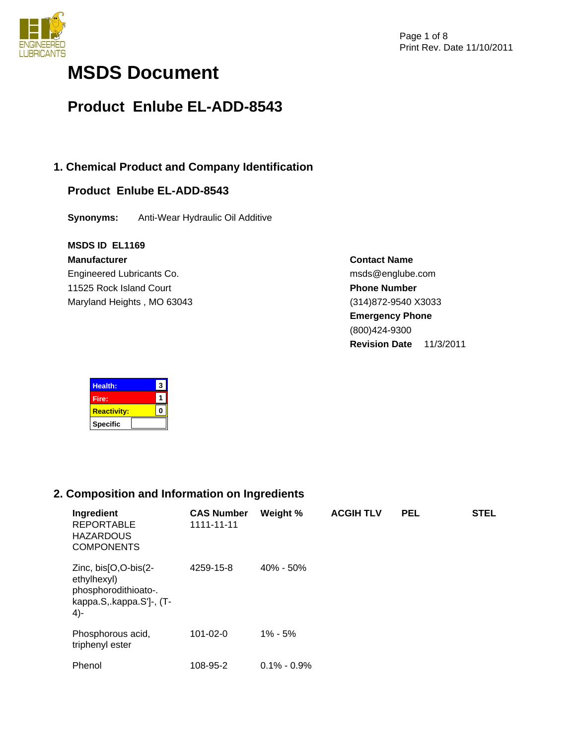# MSDS Document

## Product Enlube EL-ADD-8543

Print Rev. Date 11/10/2011

### 1. Chemical Product and Company Identification

**Product Enlube EL-ADD-8543**

**Synonyms:** Anti-Wear Hydraulic Oil Additive

**MSDS ID EL1169**

**Manufacturer**
Engineered Lubricants Co.
11525 Rock Island Court
Maryland Heights , MO 63043

**Contact Name**
msds@englube.com

**Phone Number**
(314)872-9540 X3033

**Emergency Phone**
(800)424-9300

**Revision Date** 11/3/2011

| Hazard | Rating |
| --- | --- |
| Health: | 3 |
| Fire: | 1 |
| Reactivity: | 0 |
| Specific | |

### 2. Composition and Information on Ingredients

| Ingredient | CAS Number | Weight % | ACGIH TLV | PEL | STEL |
| --- | --- | --- | --- | --- | --- |
| REPORTABLE HAZARDOUS COMPONENTS | 1111-11-11 | | | | |
| Zinc, bis[O,O-bis(2-ethylhexyl) phosphorodithioato-.kappa.S,.kappa.S']-, (T-4)- | 4259-15-8 | 40% - 50% | | | |
| Phosphorous acid, triphenyl ester | 101-02-0 | 1% - 5% | | | |
| Phenol | 108-95-2 | 0.1% - 0.9% | | | |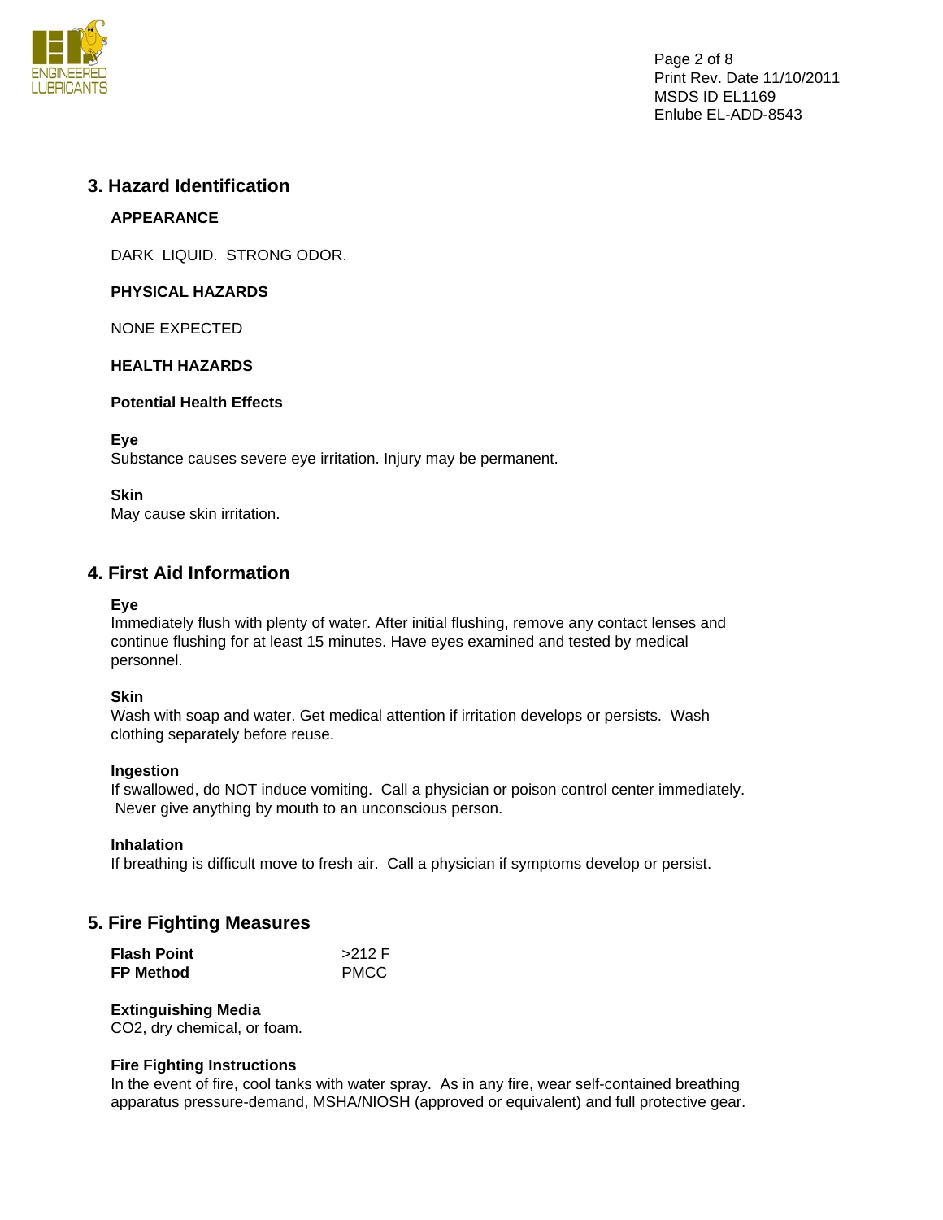## 3. Hazard Identification

**APPEARANCE**

DARK LIQUID. STRONG ODOR.

**PHYSICAL HAZARDS**

NONE EXPECTED

**HEALTH HAZARDS**

**Potential Health Effects**

**Eye**
Substance causes severe eye irritation. Injury may be permanent.

**Skin**
May cause skin irritation.

## 4. First Aid Information

**Eye**
Immediately flush with plenty of water. After initial flushing, remove any contact lenses and continue flushing for at least 15 minutes. Have eyes examined and tested by medical personnel.

**Skin**
Wash with soap and water. Get medical attention if irritation develops or persists. Wash clothing separately before reuse.

**Ingestion**
If swallowed, do NOT induce vomiting. Call a physician or poison control center immediately. Never give anything by mouth to an unconscious person.

**Inhalation**
If breathing is difficult move to fresh air. Call a physician if symptoms develop or persist.

## 5. Fire Fighting Measures

| | |
|---|---|
| **Flash Point** | >212 F |
| **FP Method** | PMCC |

**Extinguishing Media**
CO2, dry chemical, or foam.

**Fire Fighting Instructions**
In the event of fire, cool tanks with water spray. As in any fire, wear self-contained breathing apparatus pressure-demand, MSHA/NIOSH (approved or equivalent) and full protective gear.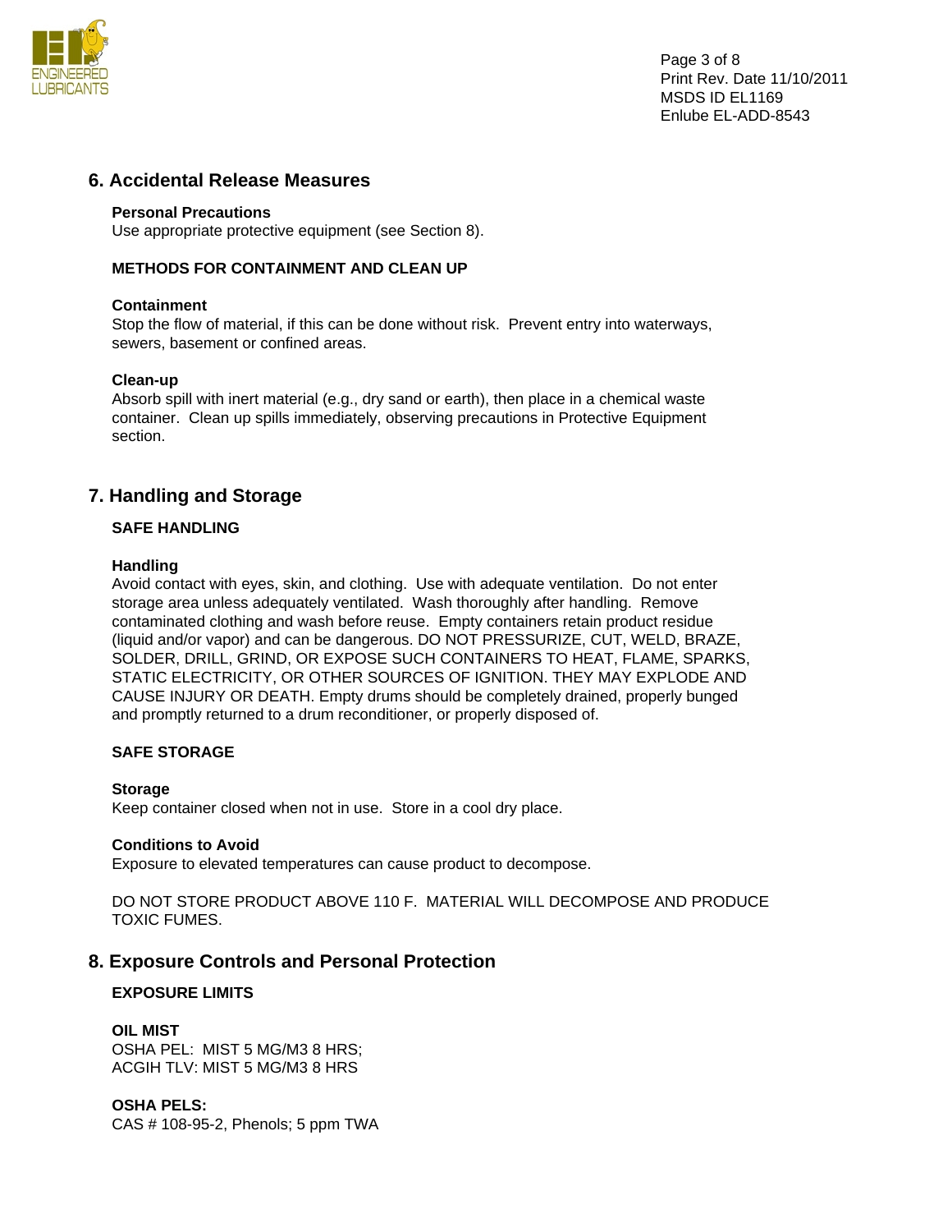## 6. Accidental Release Measures

**Personal Precautions**
Use appropriate protective equipment (see Section 8).

**METHODS FOR CONTAINMENT AND CLEAN UP**

**Containment**
Stop the flow of material, if this can be done without risk. Prevent entry into waterways, sewers, basement or confined areas.

**Clean-up**
Absorb spill with inert material (e.g., dry sand or earth), then place in a chemical waste container. Clean up spills immediately, observing precautions in Protective Equipment section.

## 7. Handling and Storage

**SAFE HANDLING**

**Handling**
Avoid contact with eyes, skin, and clothing. Use with adequate ventilation. Do not enter storage area unless adequately ventilated. Wash thoroughly after handling. Remove contaminated clothing and wash before reuse. Empty containers retain product residue (liquid and/or vapor) and can be dangerous. DO NOT PRESSURIZE, CUT, WELD, BRAZE, SOLDER, DRILL, GRIND, OR EXPOSE SUCH CONTAINERS TO HEAT, FLAME, SPARKS, STATIC ELECTRICITY, OR OTHER SOURCES OF IGNITION. THEY MAY EXPLODE AND CAUSE INJURY OR DEATH. Empty drums should be completely drained, properly bunged and promptly returned to a drum reconditioner, or properly disposed of.

**SAFE STORAGE**

**Storage**
Keep container closed when not in use. Store in a cool dry place.

**Conditions to Avoid**
Exposure to elevated temperatures can cause product to decompose.

DO NOT STORE PRODUCT ABOVE 110 F. MATERIAL WILL DECOMPOSE AND PRODUCE TOXIC FUMES.

## 8. Exposure Controls and Personal Protection

**EXPOSURE LIMITS**

**OIL MIST**
OSHA PEL: MIST 5 MG/M3 8 HRS;
ACGIH TLV: MIST 5 MG/M3 8 HRS

**OSHA PELS:**
CAS # 108-95-2, Phenols; 5 ppm TWA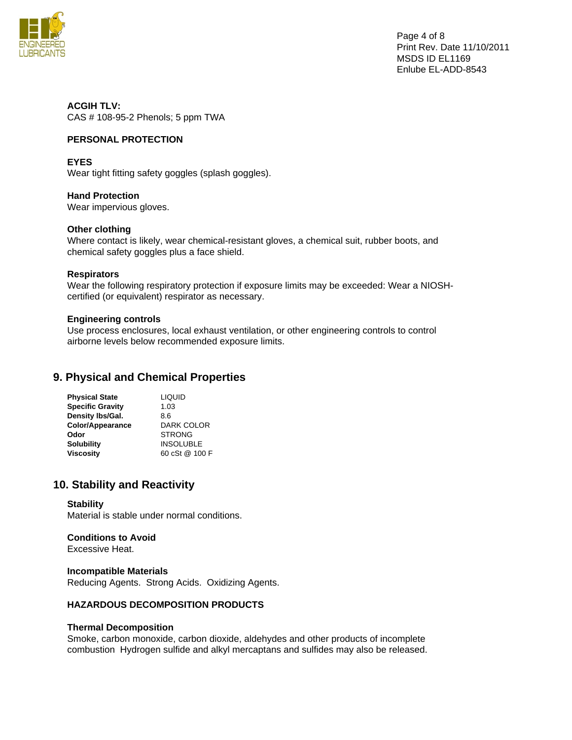**ACGIH TLV:**
CAS # 108-95-2 Phenols; 5 ppm TWA

**PERSONAL PROTECTION**

**EYES**
Wear tight fitting safety goggles (splash goggles).

**Hand Protection**
Wear impervious gloves.

**Other clothing**
Where contact is likely, wear chemical-resistant gloves, a chemical suit, rubber boots, and chemical safety goggles plus a face shield.

**Respirators**
Wear the following respiratory protection if exposure limits may be exceeded: Wear a NIOSH-certified (or equivalent) respirator as necessary.

**Engineering controls**
Use process enclosures, local exhaust ventilation, or other engineering controls to control airborne levels below recommended exposure limits.

## 9. Physical and Chemical Properties

| | |
|---|---|
| **Physical State** | LIQUID |
| **Specific Gravity** | 1.03 |
| **Density lbs/Gal.** | 8.6 |
| **Color/Appearance** | DARK COLOR |
| **Odor** | STRONG |
| **Solubility** | INSOLUBLE |
| **Viscosity** | 60 cSt @ 100 F |

## 10. Stability and Reactivity

**Stability**
Material is stable under normal conditions.

**Conditions to Avoid**
Excessive Heat.

**Incompatible Materials**
Reducing Agents. Strong Acids. Oxidizing Agents.

**HAZARDOUS DECOMPOSITION PRODUCTS**

**Thermal Decomposition**
Smoke, carbon monoxide, carbon dioxide, aldehydes and other products of incomplete combustion Hydrogen sulfide and alkyl mercaptans and sulfides may also be released.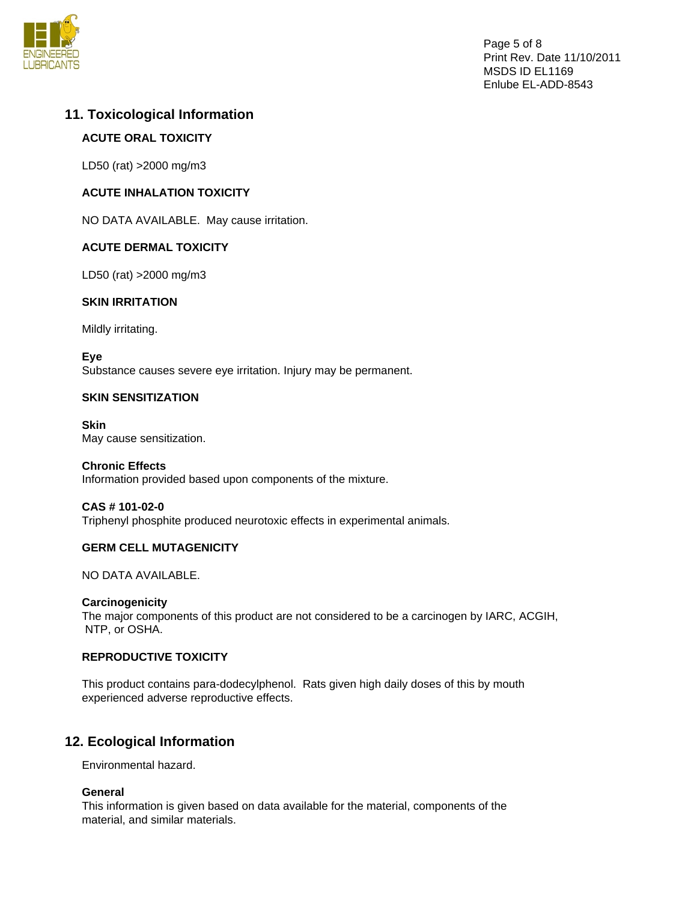## 11. Toxicological Information

**ACUTE ORAL TOXICITY**

LD50 (rat) >2000 mg/m3

**ACUTE INHALATION TOXICITY**

NO DATA AVAILABLE. May cause irritation.

**ACUTE DERMAL TOXICITY**

LD50 (rat) >2000 mg/m3

**SKIN IRRITATION**

Mildly irritating.

**Eye**
Substance causes severe eye irritation. Injury may be permanent.

**SKIN SENSITIZATION**

**Skin**
May cause sensitization.

**Chronic Effects**
Information provided based upon components of the mixture.

**CAS # 101-02-0**
Triphenyl phosphite produced neurotoxic effects in experimental animals.

**GERM CELL MUTAGENICITY**

NO DATA AVAILABLE.

**Carcinogenicity**
The major components of this product are not considered to be a carcinogen by IARC, ACGIH, NTP, or OSHA.

**REPRODUCTIVE TOXICITY**

This product contains para-dodecylphenol. Rats given high daily doses of this by mouth experienced adverse reproductive effects.

## 12. Ecological Information

Environmental hazard.

**General**
This information is given based on data available for the material, components of the material, and similar materials.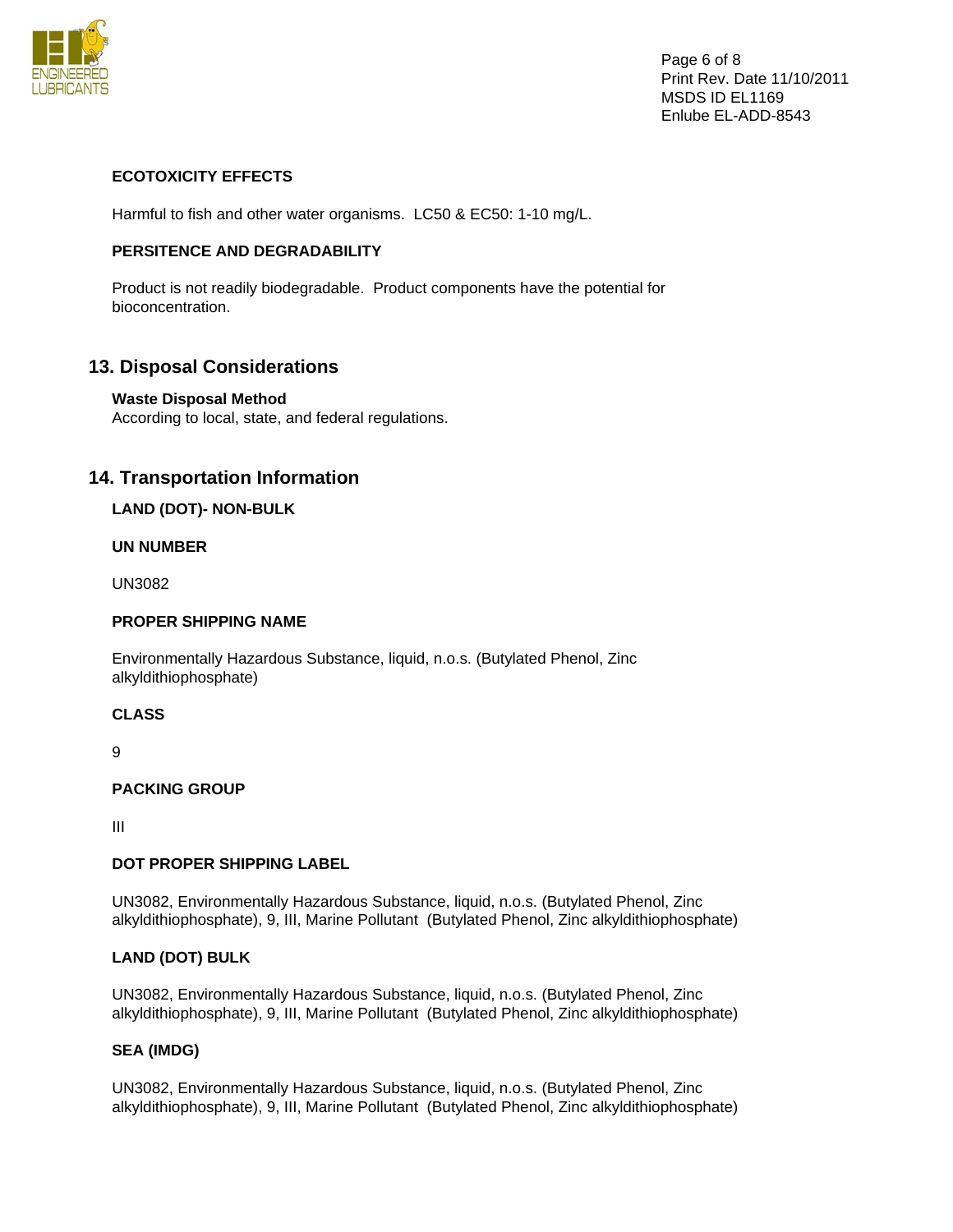**ECOTOXICITY EFFECTS**

Harmful to fish and other water organisms. LC50 & EC50: 1-10 mg/L.

**PERSITENCE AND DEGRADABILITY**

Product is not readily biodegradable. Product components have the potential for bioconcentration.

## 13. Disposal Considerations

**Waste Disposal Method**
According to local, state, and federal regulations.

## 14. Transportation Information

**LAND (DOT)- NON-BULK**

**UN NUMBER**

UN3082

**PROPER SHIPPING NAME**

Environmentally Hazardous Substance, liquid, n.o.s. (Butylated Phenol, Zinc alkyldithiophosphate)

**CLASS**

9

**PACKING GROUP**

III

**DOT PROPER SHIPPING LABEL**

UN3082, Environmentally Hazardous Substance, liquid, n.o.s. (Butylated Phenol, Zinc alkyldithiophosphate), 9, III, Marine Pollutant (Butylated Phenol, Zinc alkyldithiophosphate)

**LAND (DOT) BULK**

UN3082, Environmentally Hazardous Substance, liquid, n.o.s. (Butylated Phenol, Zinc alkyldithiophosphate), 9, III, Marine Pollutant (Butylated Phenol, Zinc alkyldithiophosphate)

**SEA (IMDG)**

UN3082, Environmentally Hazardous Substance, liquid, n.o.s. (Butylated Phenol, Zinc alkyldithiophosphate), 9, III, Marine Pollutant (Butylated Phenol, Zinc alkyldithiophosphate)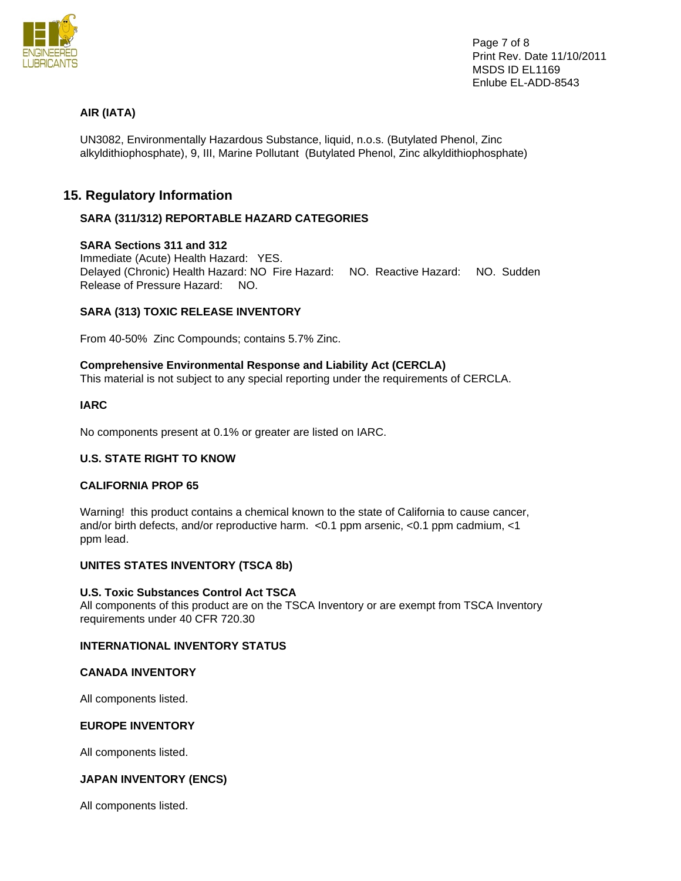**AIR (IATA)**

UN3082, Environmentally Hazardous Substance, liquid, n.o.s. (Butylated Phenol, Zinc alkyldithiophosphate), 9, III, Marine Pollutant (Butylated Phenol, Zinc alkyldithiophosphate)

## 15. Regulatory Information

**SARA (311/312) REPORTABLE HAZARD CATEGORIES**

**SARA Sections 311 and 312**
Immediate (Acute) Health Hazard: YES.
Delayed (Chronic) Health Hazard: NO Fire Hazard: NO. Reactive Hazard: NO. Sudden Release of Pressure Hazard: NO.

**SARA (313) TOXIC RELEASE INVENTORY**

From 40-50% Zinc Compounds; contains 5.7% Zinc.

**Comprehensive Environmental Response and Liability Act (CERCLA)**
This material is not subject to any special reporting under the requirements of CERCLA.

**IARC**

No components present at 0.1% or greater are listed on IARC.

**U.S. STATE RIGHT TO KNOW**

**CALIFORNIA PROP 65**

Warning! this product contains a chemical known to the state of California to cause cancer, and/or birth defects, and/or reproductive harm. <0.1 ppm arsenic, <0.1 ppm cadmium, <1 ppm lead.

**UNITES STATES INVENTORY (TSCA 8b)**

**U.S. Toxic Substances Control Act TSCA**
All components of this product are on the TSCA Inventory or are exempt from TSCA Inventory requirements under 40 CFR 720.30

**INTERNATIONAL INVENTORY STATUS**

**CANADA INVENTORY**

All components listed.

**EUROPE INVENTORY**

All components listed.

**JAPAN INVENTORY (ENCS)**

All components listed.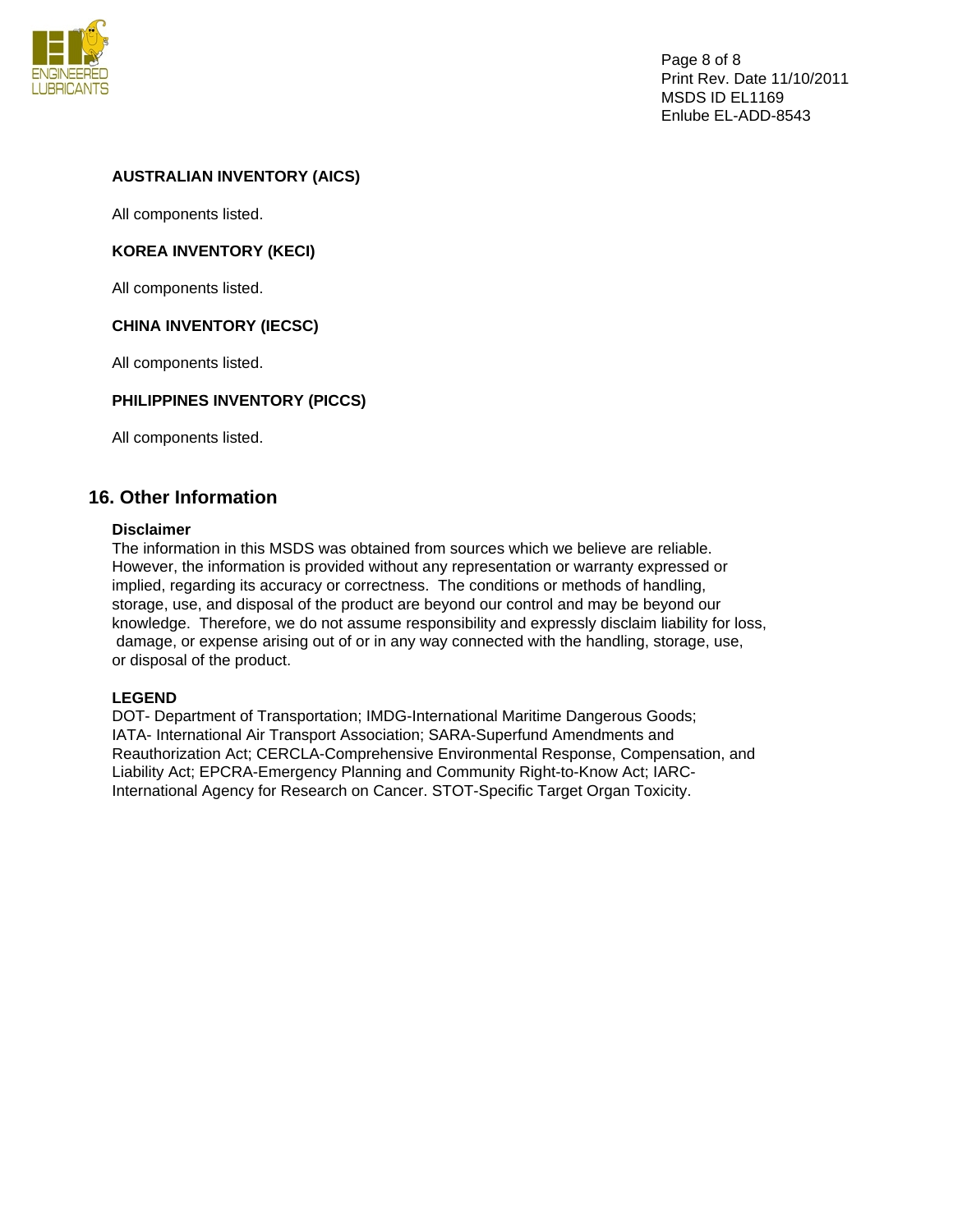**AUSTRALIAN INVENTORY (AICS)**

All components listed.

**KOREA INVENTORY (KECI)**

All components listed.

**CHINA INVENTORY (IECSC)**

All components listed.

**PHILIPPINES INVENTORY (PICCS)**

All components listed.

## 16. Other Information

**Disclaimer**

The information in this MSDS was obtained from sources which we believe are reliable. However, the information is provided without any representation or warranty expressed or implied, regarding its accuracy or correctness. The conditions or methods of handling, storage, use, and disposal of the product are beyond our control and may be beyond our knowledge. Therefore, we do not assume responsibility and expressly disclaim liability for loss, damage, or expense arising out of or in any way connected with the handling, storage, use, or disposal of the product.

**LEGEND**

DOT- Department of Transportation; IMDG-International Maritime Dangerous Goods; IATA- International Air Transport Association; SARA-Superfund Amendments and Reauthorization Act; CERCLA-Comprehensive Environmental Response, Compensation, and Liability Act; EPCRA-Emergency Planning and Community Right-to-Know Act; IARC-International Agency for Research on Cancer. STOT-Specific Target Organ Toxicity.